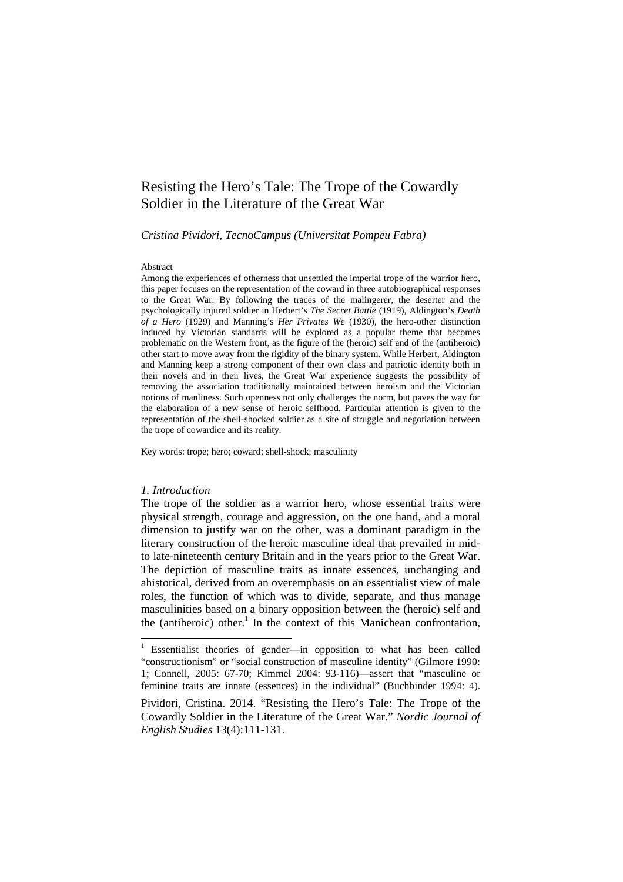# Resisting the Hero's Tale: The Trope of the Cowardly Soldier in the Literature of the Great War

*Cristina Pividori, TecnoCampus (Universitat Pompeu Fabra)*

Abstract

Among the experiences of otherness that unsettled the imperial trope of the warrior hero, this paper focuses on the representation of the coward in three autobiographical responses to the Great War. By following the traces of the malingerer, the deserter and the psychologically injured soldier in Herbert's *The Secret Battle* (1919), Aldington's *Death of a Hero* (1929) and Manning's *Her Privates We* (1930), the hero-other distinction induced by Victorian standards will be explored as a popular theme that becomes problematic on the Western front, as the figure of the (heroic) self and of the (antiheroic) other start to move away from the rigidity of the binary system. While Herbert, Aldington and Manning keep a strong component of their own class and patriotic identity both in their novels and in their lives, the Great War experience suggests the possibility of removing the association traditionally maintained between heroism and the Victorian notions of manliness. Such openness not only challenges the norm, but paves the way for the elaboration of a new sense of heroic selfhood. Particular attention is given to the representation of the shell-shocked soldier as a site of struggle and negotiation between the trope of cowardice and its reality.

Key words: trope; hero; coward; shell-shock; masculinity

## *1. Introduction*

The trope of the soldier as a warrior hero, whose essential traits were physical strength, courage and aggression, on the one hand, and a moral dimension to justify war on the other, was a dominant paradigm in the literary construction of the heroic masculine ideal that prevailed in mid- to late-nineteenth century Britain and in the years prior to the Great War. The depiction of masculine traits as innate essences, unchanging and ahistorical, derived from an overemphasis on an essentialist view of male roles, the function of which was to divide, separate, and thus manage masculinities based on a binary opposition between the (heroic) self and the (antiheroic) other.[1] In the context of this Manichean confrontation,

[1] Essentialist theories of gender—in opposition to what has been called "constructionism" or "social construction of masculine identity" (Gilmore 1990: 1; Connell, 2005: 67-70; Kimmel 2004: 93-116)—assert that "masculine or feminine traits are innate (essences) in the individual" (Buchbinder 1994: 4).

Pividori, Cristina. 2014. "Resisting the Hero's Tale: The Trope of the Cowardly Soldier in the Literature of the Great War." *Nordic Journal of English Studies* 13(4):111-131.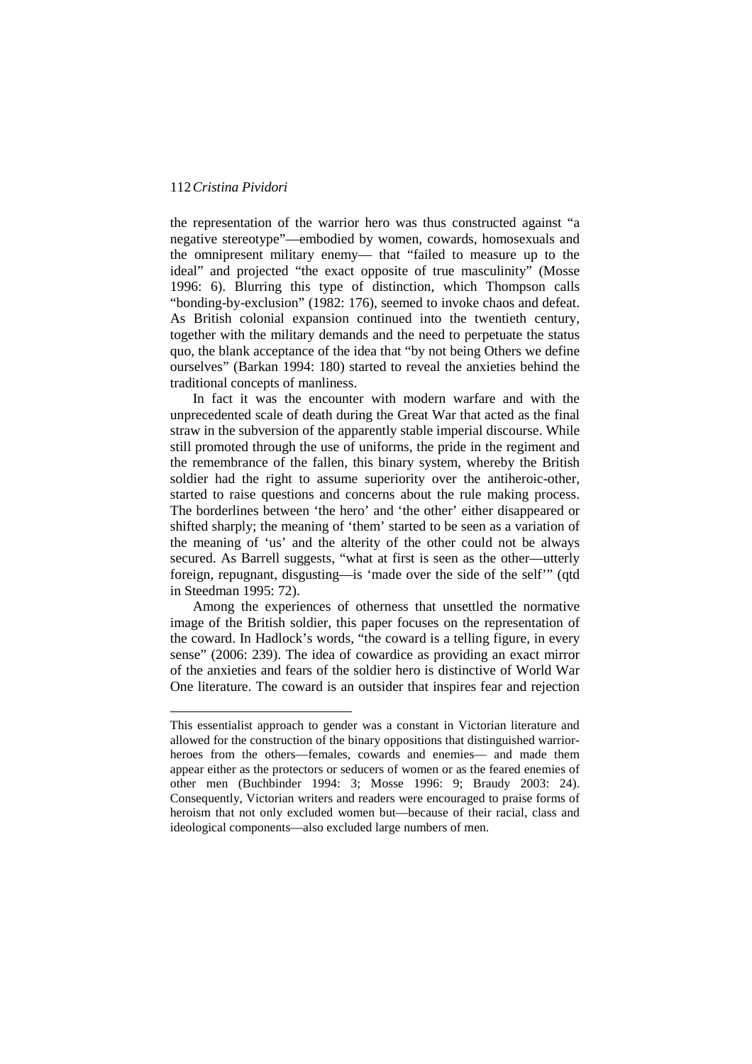the representation of the warrior hero was thus constructed against "a negative stereotype"—embodied by women, cowards, homosexuals and the omnipresent military enemy— that "failed to measure up to the ideal" and projected "the exact opposite of true masculinity" (Mosse 1996: 6). Blurring this type of distinction, which Thompson calls "bonding-by-exclusion" (1982: 176), seemed to invoke chaos and defeat. As British colonial expansion continued into the twentieth century, together with the military demands and the need to perpetuate the status quo, the blank acceptance of the idea that "by not being Others we define ourselves" (Barkan 1994: 180) started to reveal the anxieties behind the traditional concepts of manliness.

In fact it was the encounter with modern warfare and with the unprecedented scale of death during the Great War that acted as the final straw in the subversion of the apparently stable imperial discourse. While still promoted through the use of uniforms, the pride in the regiment and the remembrance of the fallen, this binary system, whereby the British soldier had the right to assume superiority over the antiheroic-other, started to raise questions and concerns about the rule making process. The borderlines between 'the hero' and 'the other' either disappeared or shifted sharply; the meaning of 'them' started to be seen as a variation of the meaning of 'us' and the alterity of the other could not be always secured. As Barrell suggests, "what at first is seen as the other—utterly foreign, repugnant, disgusting—is 'made over the side of the self'" (qtd in Steedman 1995: 72).

Among the experiences of otherness that unsettled the normative image of the British soldier, this paper focuses on the representation of the coward. In Hadlock's words, "the coward is a telling figure, in every sense" (2006: 239). The idea of cowardice as providing an exact mirror of the anxieties and fears of the soldier hero is distinctive of World War One literature. The coward is an outsider that inspires fear and rejection

---

This essentialist approach to gender was a constant in Victorian literature and allowed for the construction of the binary oppositions that distinguished warrior-heroes from the others—females, cowards and enemies— and made them appear either as the protectors or seducers of women or as the feared enemies of other men (Buchbinder 1994: 3; Mosse 1996: 9; Braudy 2003: 24). Consequently, Victorian writers and readers were encouraged to praise forms of heroism that not only excluded women but—because of their racial, class and ideological components—also excluded large numbers of men.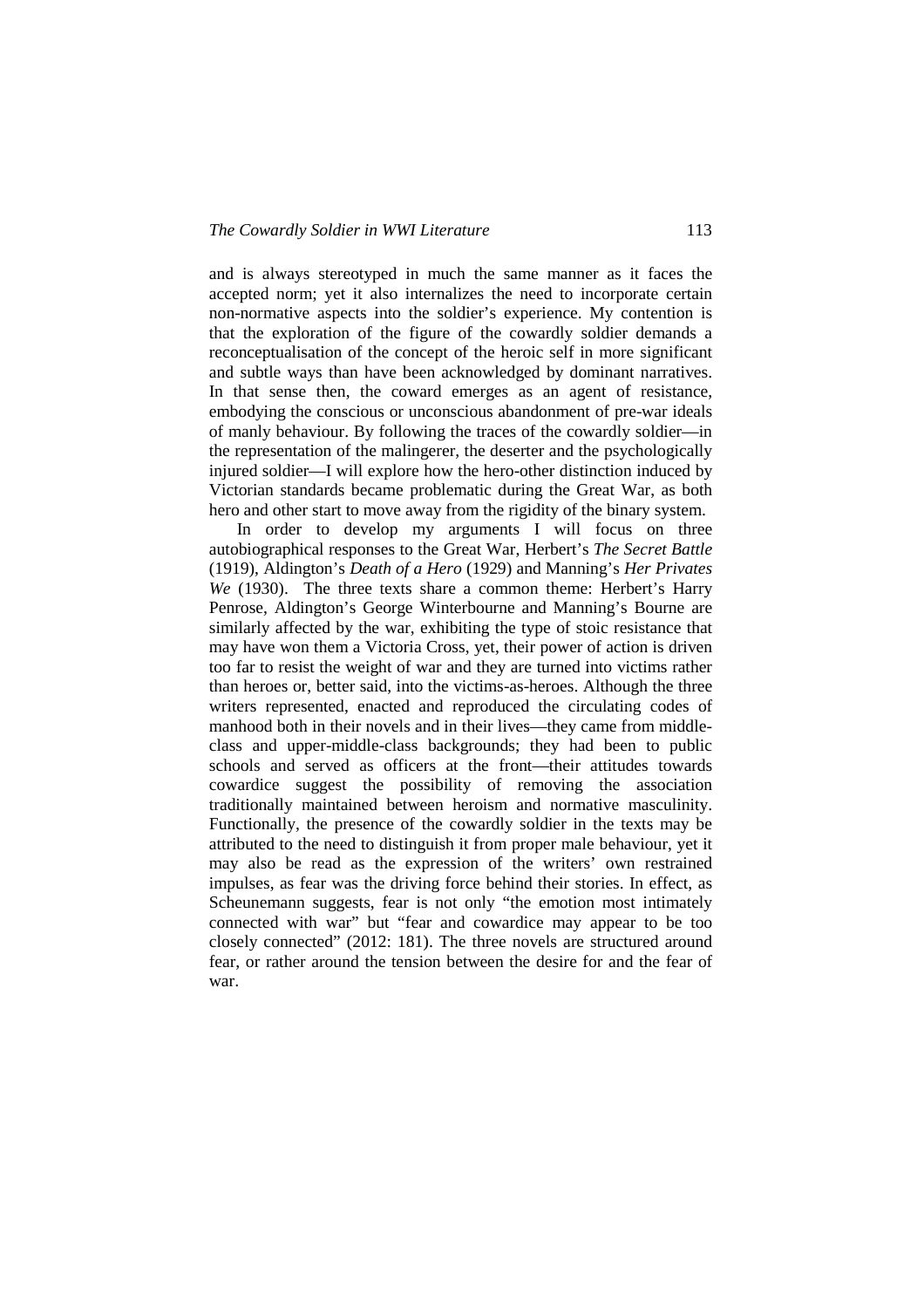and is always stereotyped in much the same manner as it faces the accepted norm; yet it also internalizes the need to incorporate certain non-normative aspects into the soldier's experience. My contention is that the exploration of the figure of the cowardly soldier demands a reconceptualisation of the concept of the heroic self in more significant and subtle ways than have been acknowledged by dominant narratives. In that sense then, the coward emerges as an agent of resistance, embodying the conscious or unconscious abandonment of pre-war ideals of manly behaviour. By following the traces of the cowardly soldier—in the representation of the malingerer, the deserter and the psychologically injured soldier—I will explore how the hero-other distinction induced by Victorian standards became problematic during the Great War, as both hero and other start to move away from the rigidity of the binary system.

In order to develop my arguments I will focus on three autobiographical responses to the Great War, Herbert's *The Secret Battle* (1919), Aldington's *Death of a Hero* (1929) and Manning's *Her Privates We* (1930). The three texts share a common theme: Herbert's Harry Penrose, Aldington's George Winterbourne and Manning's Bourne are similarly affected by the war, exhibiting the type of stoic resistance that may have won them a Victoria Cross, yet, their power of action is driven too far to resist the weight of war and they are turned into victims rather than heroes or, better said, into the victims-as-heroes. Although the three writers represented, enacted and reproduced the circulating codes of manhood both in their novels and in their lives—they came from middle-class and upper-middle-class backgrounds; they had been to public schools and served as officers at the front—their attitudes towards cowardice suggest the possibility of removing the association traditionally maintained between heroism and normative masculinity. Functionally, the presence of the cowardly soldier in the texts may be attributed to the need to distinguish it from proper male behaviour, yet it may also be read as the expression of the writers' own restrained impulses, as fear was the driving force behind their stories. In effect, as Scheunemann suggests, fear is not only "the emotion most intimately connected with war" but "fear and cowardice may appear to be too closely connected" (2012: 181). The three novels are structured around fear, or rather around the tension between the desire for and the fear of war.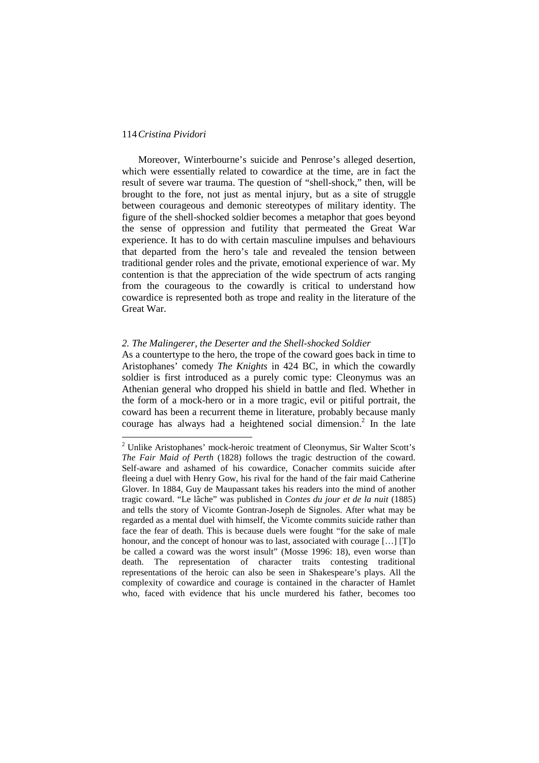Moreover, Winterbourne's suicide and Penrose's alleged desertion, which were essentially related to cowardice at the time, are in fact the result of severe war trauma. The question of "shell-shock," then, will be brought to the fore, not just as mental injury, but as a site of struggle between courageous and demonic stereotypes of military identity. The figure of the shell-shocked soldier becomes a metaphor that goes beyond the sense of oppression and futility that permeated the Great War experience. It has to do with certain masculine impulses and behaviours that departed from the hero's tale and revealed the tension between traditional gender roles and the private, emotional experience of war. My contention is that the appreciation of the wide spectrum of acts ranging from the courageous to the cowardly is critical to understand how cowardice is represented both as trope and reality in the literature of the Great War.

### *2. The Malingerer, the Deserter and the Shell-shocked Soldier*

As a countertype to the hero, the trope of the coward goes back in time to Aristophanes' comedy *The Knights* in 424 BC, in which the cowardly soldier is first introduced as a purely comic type: Cleonymus was an Athenian general who dropped his shield in battle and fled. Whether in the form of a mock-hero or in a more tragic, evil or pitiful portrait, the coward has been a recurrent theme in literature, probably because manly courage has always had a heightened social dimension.[2] In the late

---

[2] Unlike Aristophanes' mock-heroic treatment of Cleonymus, Sir Walter Scott's *The Fair Maid of Perth* (1828) follows the tragic destruction of the coward. Self-aware and ashamed of his cowardice, Conacher commits suicide after fleeing a duel with Henry Gow, his rival for the hand of the fair maid Catherine Glover. In 1884, Guy de Maupassant takes his readers into the mind of another tragic coward. "Le lâche" was published in *Contes du jour et de la nuit* (1885) and tells the story of Vicomte Gontran-Joseph de Signoles. After what may be regarded as a mental duel with himself, the Vicomte commits suicide rather than face the fear of death. This is because duels were fought "for the sake of male honour, and the concept of honour was to last, associated with courage […] [T]o be called a coward was the worst insult" (Mosse 1996: 18), even worse than death. The representation of character traits contesting traditional representations of the heroic can also be seen in Shakespeare's plays. All the complexity of cowardice and courage is contained in the character of Hamlet who, faced with evidence that his uncle murdered his father, becomes too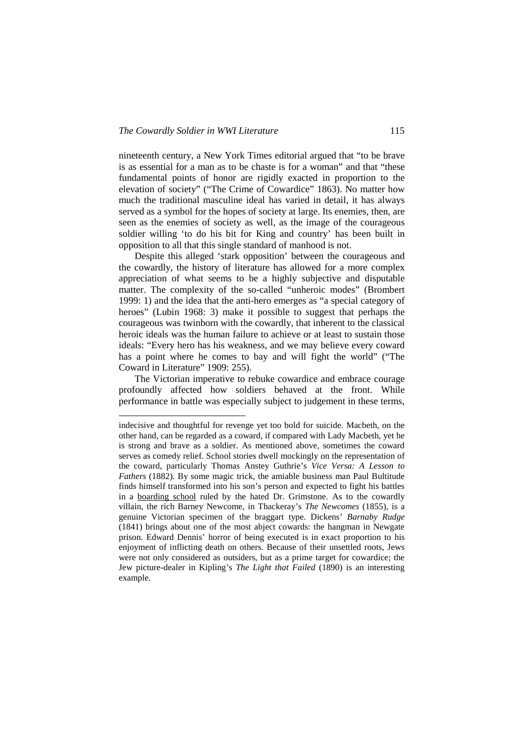nineteenth century, a New York Times editorial argued that "to be brave is as essential for a man as to be chaste is for a woman" and that "these fundamental points of honor are rigidly exacted in proportion to the elevation of society" ("The Crime of Cowardice" 1863). No matter how much the traditional masculine ideal has varied in detail, it has always served as a symbol for the hopes of society at large. Its enemies, then, are seen as the enemies of society as well, as the image of the courageous soldier willing 'to do his bit for King and country' has been built in opposition to all that this single standard of manhood is not.

Despite this alleged 'stark opposition' between the courageous and the cowardly, the history of literature has allowed for a more complex appreciation of what seems to be a highly subjective and disputable matter. The complexity of the so-called "unheroic modes" (Brombert 1999: 1) and the idea that the anti-hero emerges as "a special category of heroes" (Lubin 1968: 3) make it possible to suggest that perhaps the courageous was twinborn with the cowardly, that inherent to the classical heroic ideals was the human failure to achieve or at least to sustain those ideals: "Every hero has his weakness, and we may believe every coward has a point where he comes to bay and will fight the world" ("The Coward in Literature" 1909: 255).

The Victorian imperative to rebuke cowardice and embrace courage profoundly affected how soldiers behaved at the front. While performance in battle was especially subject to judgement in these terms,

---

indecisive and thoughtful for revenge yet too bold for suicide. Macbeth, on the other hand, can be regarded as a coward, if compared with Lady Macbeth, yet he is strong and brave as a soldier. As mentioned above, sometimes the coward serves as comedy relief. School stories dwell mockingly on the representation of the coward, particularly Thomas Anstey Guthrie's *Vice Versa: A Lesson to Fathers* (1882). By some magic trick, the amiable business man Paul Bultitude finds himself transformed into his son's person and expected to fight his battles in a boarding school ruled by the hated Dr. Grimstone. As to the cowardly villain, the rich Barney Newcome, in Thackeray's *The Newcomes* (1855), is a genuine Victorian specimen of the braggart type. Dickens' *Barnaby Rudge* (1841) brings about one of the most abject cowards: the hangman in Newgate prison. Edward Dennis' horror of being executed is in exact proportion to his enjoyment of inflicting death on others. Because of their unsettled roots, Jews were not only considered as outsiders, but as a prime target for cowardice; the Jew picture-dealer in Kipling's *The Light that Failed* (1890) is an interesting example.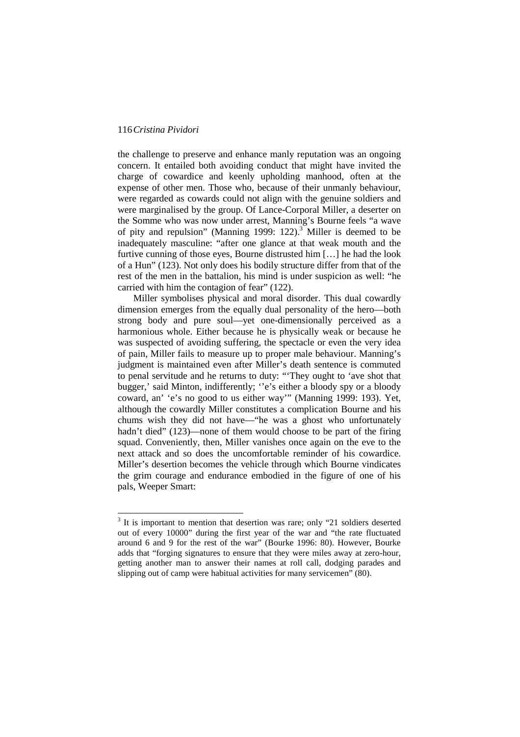the challenge to preserve and enhance manly reputation was an ongoing concern. It entailed both avoiding conduct that might have invited the charge of cowardice and keenly upholding manhood, often at the expense of other men. Those who, because of their unmanly behaviour, were regarded as cowards could not align with the genuine soldiers and were marginalised by the group. Of Lance-Corporal Miller, a deserter on the Somme who was now under arrest, Manning's Bourne feels "a wave of pity and repulsion" (Manning 1999: 122).[3] Miller is deemed to be inadequately masculine: "after one glance at that weak mouth and the furtive cunning of those eyes, Bourne distrusted him […] he had the look of a Hun" (123). Not only does his bodily structure differ from that of the rest of the men in the battalion, his mind is under suspicion as well: "he carried with him the contagion of fear" (122).

Miller symbolises physical and moral disorder. This dual cowardly dimension emerges from the equally dual personality of the hero—both strong body and pure soul—yet one-dimensionally perceived as a harmonious whole. Either because he is physically weak or because he was suspected of avoiding suffering, the spectacle or even the very idea of pain, Miller fails to measure up to proper male behaviour. Manning's judgment is maintained even after Miller's death sentence is commuted to penal servitude and he returns to duty: "'They ought to 'ave shot that bugger,' said Minton, indifferently; ''e's either a bloody spy or a bloody coward, an' 'e's no good to us either way'" (Manning 1999: 193). Yet, although the cowardly Miller constitutes a complication Bourne and his chums wish they did not have—"he was a ghost who unfortunately hadn't died" (123)—none of them would choose to be part of the firing squad. Conveniently, then, Miller vanishes once again on the eve to the next attack and so does the uncomfortable reminder of his cowardice. Miller's desertion becomes the vehicle through which Bourne vindicates the grim courage and endurance embodied in the figure of one of his pals, Weeper Smart:

---

[3] It is important to mention that desertion was rare; only "21 soldiers deserted out of every 10000" during the first year of the war and "the rate fluctuated around 6 and 9 for the rest of the war" (Bourke 1996: 80). However, Bourke adds that "forging signatures to ensure that they were miles away at zero-hour, getting another man to answer their names at roll call, dodging parades and slipping out of camp were habitual activities for many servicemen" (80).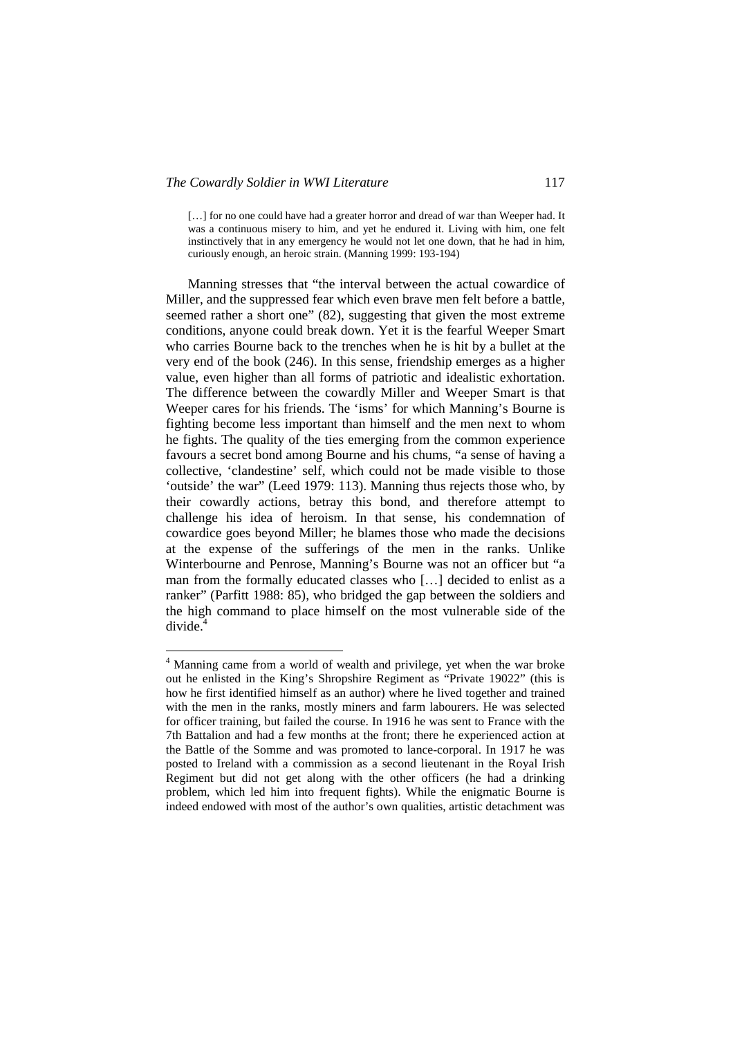> […] for no one could have had a greater horror and dread of war than Weeper had. It was a continuous misery to him, and yet he endured it. Living with him, one felt instinctively that in any emergency he would not let one down, that he had in him, curiously enough, an heroic strain. (Manning 1999: 193-194)

Manning stresses that "the interval between the actual cowardice of Miller, and the suppressed fear which even brave men felt before a battle, seemed rather a short one" (82), suggesting that given the most extreme conditions, anyone could break down. Yet it is the fearful Weeper Smart who carries Bourne back to the trenches when he is hit by a bullet at the very end of the book (246). In this sense, friendship emerges as a higher value, even higher than all forms of patriotic and idealistic exhortation. The difference between the cowardly Miller and Weeper Smart is that Weeper cares for his friends. The 'isms' for which Manning's Bourne is fighting become less important than himself and the men next to whom he fights. The quality of the ties emerging from the common experience favours a secret bond among Bourne and his chums, "a sense of having a collective, 'clandestine' self, which could not be made visible to those 'outside' the war" (Leed 1979: 113). Manning thus rejects those who, by their cowardly actions, betray this bond, and therefore attempt to challenge his idea of heroism. In that sense, his condemnation of cowardice goes beyond Miller; he blames those who made the decisions at the expense of the sufferings of the men in the ranks. Unlike Winterbourne and Penrose, Manning's Bourne was not an officer but "a man from the formally educated classes who […] decided to enlist as a ranker" (Parfitt 1988: 85), who bridged the gap between the soldiers and the high command to place himself on the most vulnerable side of the divide.[4]

---

[4] Manning came from a world of wealth and privilege, yet when the war broke out he enlisted in the King's Shropshire Regiment as "Private 19022" (this is how he first identified himself as an author) where he lived together and trained with the men in the ranks, mostly miners and farm labourers. He was selected for officer training, but failed the course. In 1916 he was sent to France with the 7th Battalion and had a few months at the front; there he experienced action at the Battle of the Somme and was promoted to lance-corporal. In 1917 he was posted to Ireland with a commission as a second lieutenant in the Royal Irish Regiment but did not get along with the other officers (he had a drinking problem, which led him into frequent fights). While the enigmatic Bourne is indeed endowed with most of the author's own qualities, artistic detachment was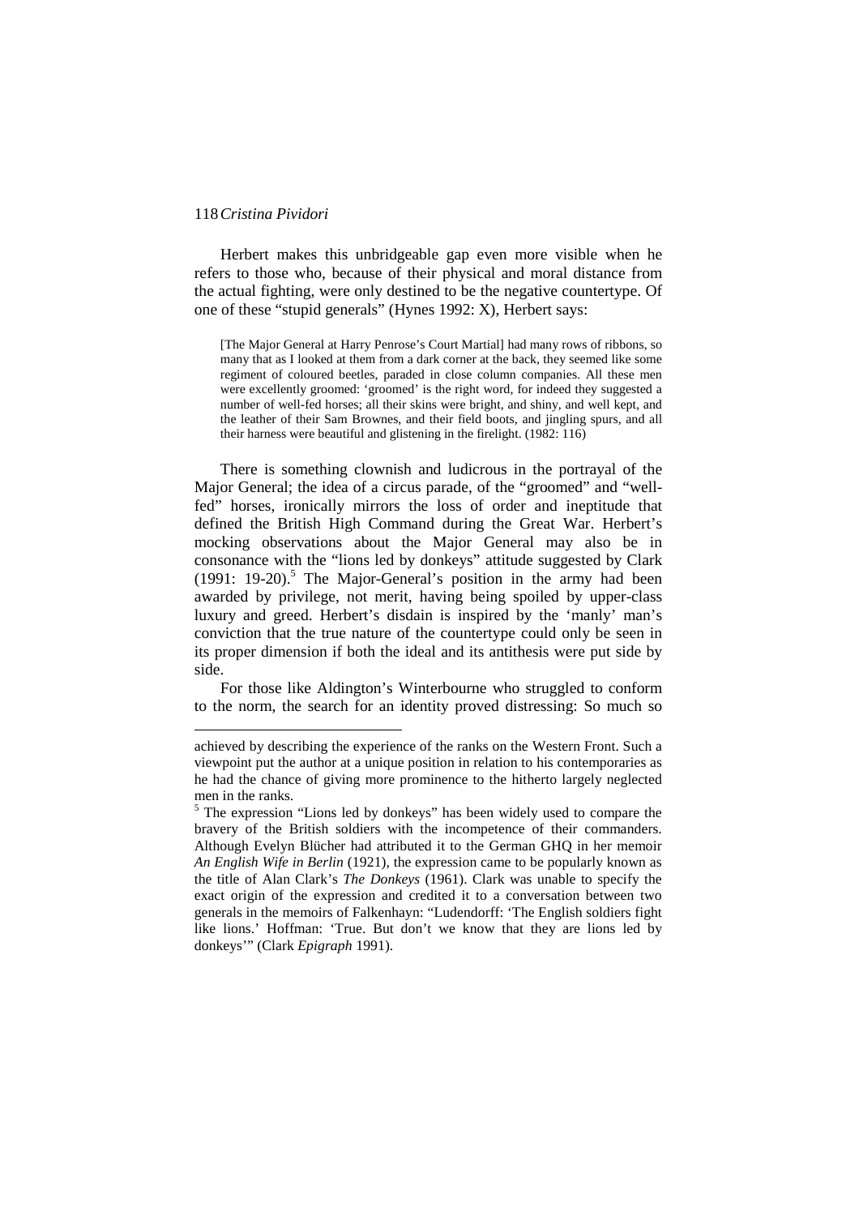Herbert makes this unbridgeable gap even more visible when he refers to those who, because of their physical and moral distance from the actual fighting, were only destined to be the negative countertype. Of one of these "stupid generals" (Hynes 1992: X), Herbert says:

> [The Major General at Harry Penrose's Court Martial] had many rows of ribbons, so many that as I looked at them from a dark corner at the back, they seemed like some regiment of coloured beetles, paraded in close column companies. All these men were excellently groomed: 'groomed' is the right word, for indeed they suggested a number of well-fed horses; all their skins were bright, and shiny, and well kept, and the leather of their Sam Brownes, and their field boots, and jingling spurs, and all their harness were beautiful and glistening in the firelight. (1982: 116)

There is something clownish and ludicrous in the portrayal of the Major General; the idea of a circus parade, of the "groomed" and "well-fed" horses, ironically mirrors the loss of order and ineptitude that defined the British High Command during the Great War. Herbert's mocking observations about the Major General may also be in consonance with the "lions led by donkeys" attitude suggested by Clark (1991: 19-20).[5] The Major-General's position in the army had been awarded by privilege, not merit, having being spoiled by upper-class luxury and greed. Herbert's disdain is inspired by the 'manly' man's conviction that the true nature of the countertype could only be seen in its proper dimension if both the ideal and its antithesis were put side by side.

For those like Aldington's Winterbourne who struggled to conform to the norm, the search for an identity proved distressing: So much so

---

achieved by describing the experience of the ranks on the Western Front. Such a viewpoint put the author at a unique position in relation to his contemporaries as he had the chance of giving more prominence to the hitherto largely neglected men in the ranks.

[5] The expression "Lions led by donkeys" has been widely used to compare the bravery of the British soldiers with the incompetence of their commanders. Although Evelyn Blücher had attributed it to the German GHQ in her memoir *An English Wife in Berlin* (1921), the expression came to be popularly known as the title of Alan Clark's *The Donkeys* (1961). Clark was unable to specify the exact origin of the expression and credited it to a conversation between two generals in the memoirs of Falkenhayn: "Ludendorff: 'The English soldiers fight like lions.' Hoffman: 'True. But don't we know that they are lions led by donkeys'" (Clark *Epigraph* 1991).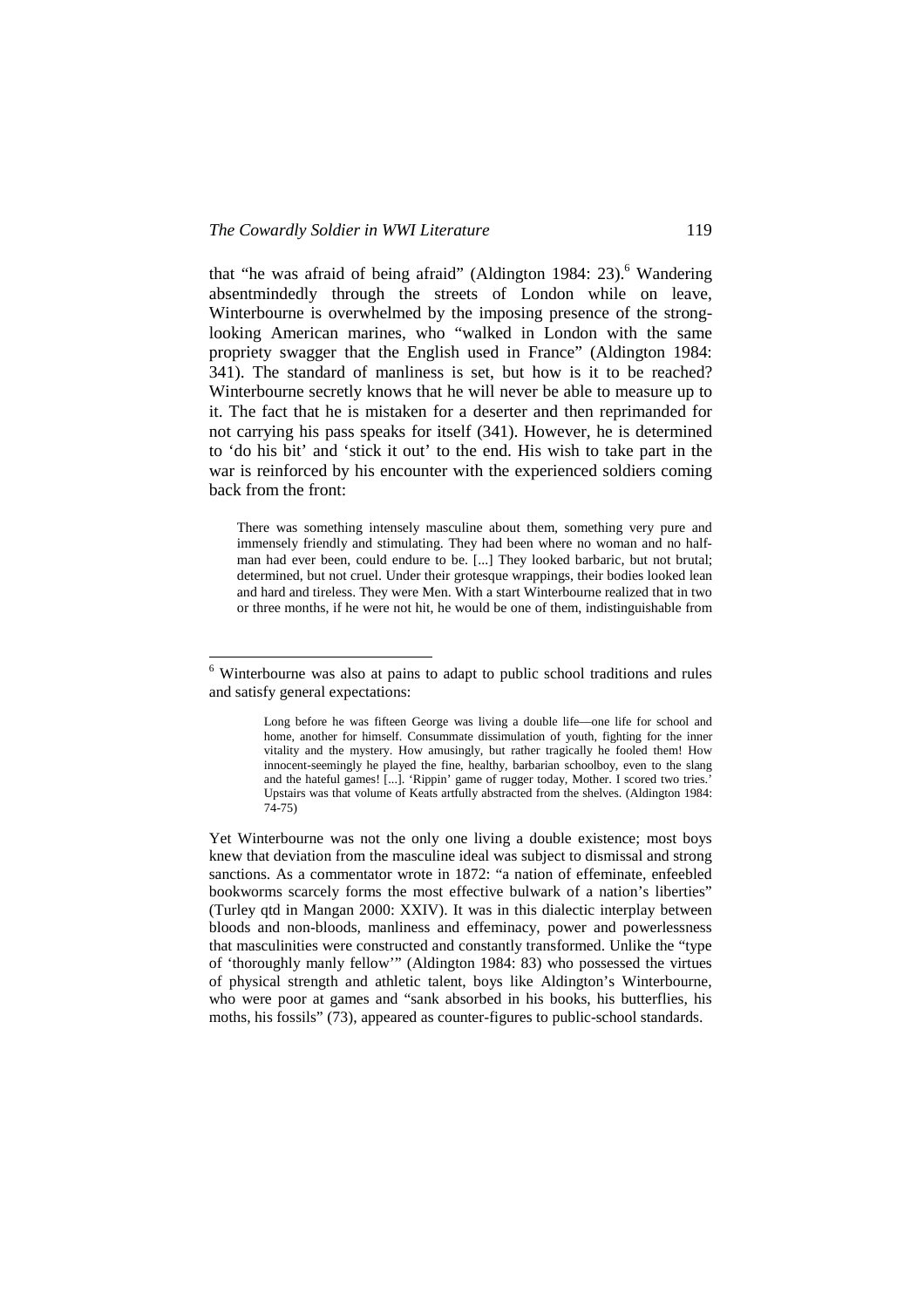that "he was afraid of being afraid" (Aldington 1984: 23).[6] Wandering absentmindedly through the streets of London while on leave, Winterbourne is overwhelmed by the imposing presence of the strong-looking American marines, who "walked in London with the same propriety swagger that the English used in France" (Aldington 1984: 341). The standard of manliness is set, but how is it to be reached? Winterbourne secretly knows that he will never be able to measure up to it. The fact that he is mistaken for a deserter and then reprimanded for not carrying his pass speaks for itself (341). However, he is determined to 'do his bit' and 'stick it out' to the end. His wish to take part in the war is reinforced by his encounter with the experienced soldiers coming back from the front:

> There was something intensely masculine about them, something very pure and immensely friendly and stimulating. They had been where no woman and no half-man had ever been, could endure to be. [...] They looked barbaric, but not brutal; determined, but not cruel. Under their grotesque wrappings, their bodies looked lean and hard and tireless. They were Men. With a start Winterbourne realized that in two or three months, if he were not hit, he would be one of them, indistinguishable from

---

[6] Winterbourne was also at pains to adapt to public school traditions and rules and satisfy general expectations:

> Long before he was fifteen George was living a double life—one life for school and home, another for himself. Consummate dissimulation of youth, fighting for the inner vitality and the mystery. How amusingly, but rather tragically he fooled them! How innocent-seemingly he played the fine, healthy, barbarian schoolboy, even to the slang and the hateful games! [...]. 'Rippin' game of rugger today, Mother. I scored two tries.' Upstairs was that volume of Keats artfully abstracted from the shelves. (Aldington 1984: 74-75)

Yet Winterbourne was not the only one living a double existence; most boys knew that deviation from the masculine ideal was subject to dismissal and strong sanctions. As a commentator wrote in 1872: "a nation of effeminate, enfeebled bookworms scarcely forms the most effective bulwark of a nation's liberties" (Turley qtd in Mangan 2000: XXIV). It was in this dialectic interplay between bloods and non-bloods, manliness and effeminacy, power and powerlessness that masculinities were constructed and constantly transformed. Unlike the "type of 'thoroughly manly fellow'" (Aldington 1984: 83) who possessed the virtues of physical strength and athletic talent, boys like Aldington's Winterbourne, who were poor at games and "sank absorbed in his books, his butterflies, his moths, his fossils" (73), appeared as counter-figures to public-school standards.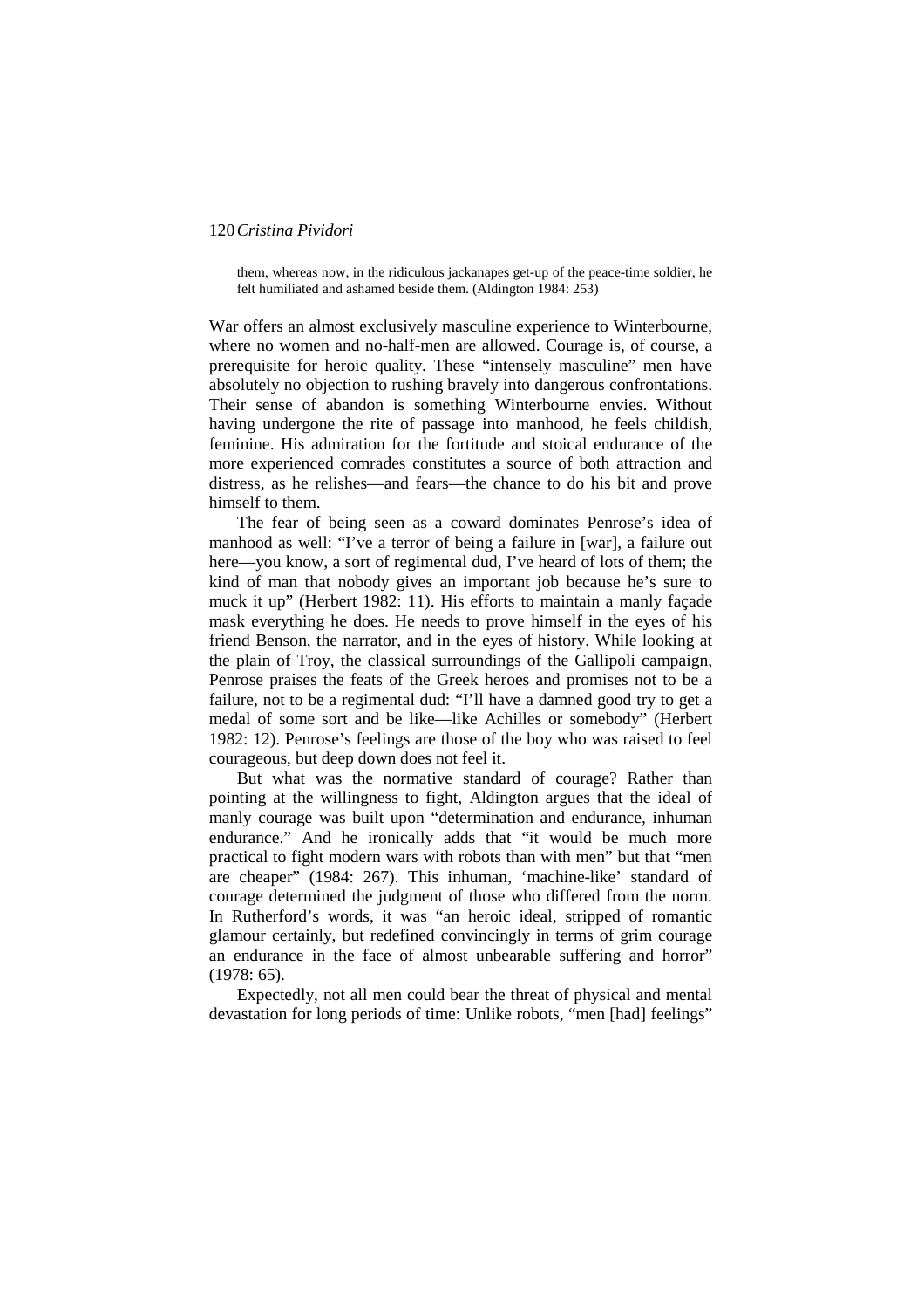> them, whereas now, in the ridiculous jackanapes get-up of the peace-time soldier, he felt humiliated and ashamed beside them. (Aldington 1984: 253)

War offers an almost exclusively masculine experience to Winterbourne, where no women and no-half-men are allowed. Courage is, of course, a prerequisite for heroic quality. These "intensely masculine" men have absolutely no objection to rushing bravely into dangerous confrontations. Their sense of abandon is something Winterbourne envies. Without having undergone the rite of passage into manhood, he feels childish, feminine. His admiration for the fortitude and stoical endurance of the more experienced comrades constitutes a source of both attraction and distress, as he relishes—and fears—the chance to do his bit and prove himself to them.

The fear of being seen as a coward dominates Penrose's idea of manhood as well: "I've a terror of being a failure in [war], a failure out here—you know, a sort of regimental dud, I've heard of lots of them; the kind of man that nobody gives an important job because he's sure to muck it up" (Herbert 1982: 11). His efforts to maintain a manly façade mask everything he does. He needs to prove himself in the eyes of his friend Benson, the narrator, and in the eyes of history. While looking at the plain of Troy, the classical surroundings of the Gallipoli campaign, Penrose praises the feats of the Greek heroes and promises not to be a failure, not to be a regimental dud: "I'll have a damned good try to get a medal of some sort and be like—like Achilles or somebody" (Herbert 1982: 12). Penrose's feelings are those of the boy who was raised to feel courageous, but deep down does not feel it.

But what was the normative standard of courage? Rather than pointing at the willingness to fight, Aldington argues that the ideal of manly courage was built upon "determination and endurance, inhuman endurance." And he ironically adds that "it would be much more practical to fight modern wars with robots than with men" but that "men are cheaper" (1984: 267). This inhuman, 'machine-like' standard of courage determined the judgment of those who differed from the norm. In Rutherford's words, it was "an heroic ideal, stripped of romantic glamour certainly, but redefined convincingly in terms of grim courage an endurance in the face of almost unbearable suffering and horror" (1978: 65).

Expectedly, not all men could bear the threat of physical and mental devastation for long periods of time: Unlike robots, "men [had] feelings"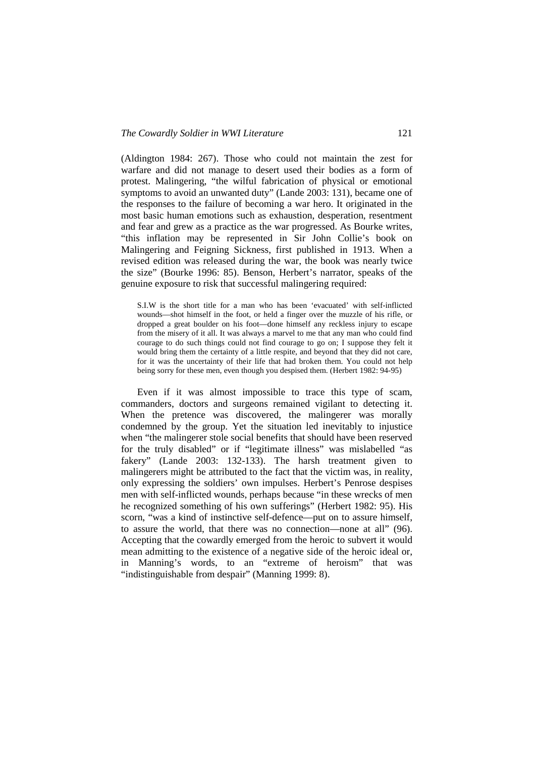(Aldington 1984: 267). Those who could not maintain the zest for warfare and did not manage to desert used their bodies as a form of protest. Malingering, "the wilful fabrication of physical or emotional symptoms to avoid an unwanted duty" (Lande 2003: 131), became one of the responses to the failure of becoming a war hero. It originated in the most basic human emotions such as exhaustion, desperation, resentment and fear and grew as a practice as the war progressed. As Bourke writes, "this inflation may be represented in Sir John Collie's book on Malingering and Feigning Sickness, first published in 1913. When a revised edition was released during the war, the book was nearly twice the size" (Bourke 1996: 85). Benson, Herbert's narrator, speaks of the genuine exposure to risk that successful malingering required:

> S.I.W is the short title for a man who has been 'evacuated' with self-inflicted wounds—shot himself in the foot, or held a finger over the muzzle of his rifle, or dropped a great boulder on his foot—done himself any reckless injury to escape from the misery of it all. It was always a marvel to me that any man who could find courage to do such things could not find courage to go on; I suppose they felt it would bring them the certainty of a little respite, and beyond that they did not care, for it was the uncertainty of their life that had broken them. You could not help being sorry for these men, even though you despised them. (Herbert 1982: 94-95)

Even if it was almost impossible to trace this type of scam, commanders, doctors and surgeons remained vigilant to detecting it. When the pretence was discovered, the malingerer was morally condemned by the group. Yet the situation led inevitably to injustice when "the malingerer stole social benefits that should have been reserved for the truly disabled" or if "legitimate illness" was mislabelled "as fakery" (Lande 2003: 132-133). The harsh treatment given to malingerers might be attributed to the fact that the victim was, in reality, only expressing the soldiers' own impulses. Herbert's Penrose despises men with self-inflicted wounds, perhaps because "in these wrecks of men he recognized something of his own sufferings" (Herbert 1982: 95). His scorn, "was a kind of instinctive self-defence—put on to assure himself, to assure the world, that there was no connection—none at all" (96). Accepting that the cowardly emerged from the heroic to subvert it would mean admitting to the existence of a negative side of the heroic ideal or, in Manning's words, to an "extreme of heroism" that was "indistinguishable from despair" (Manning 1999: 8).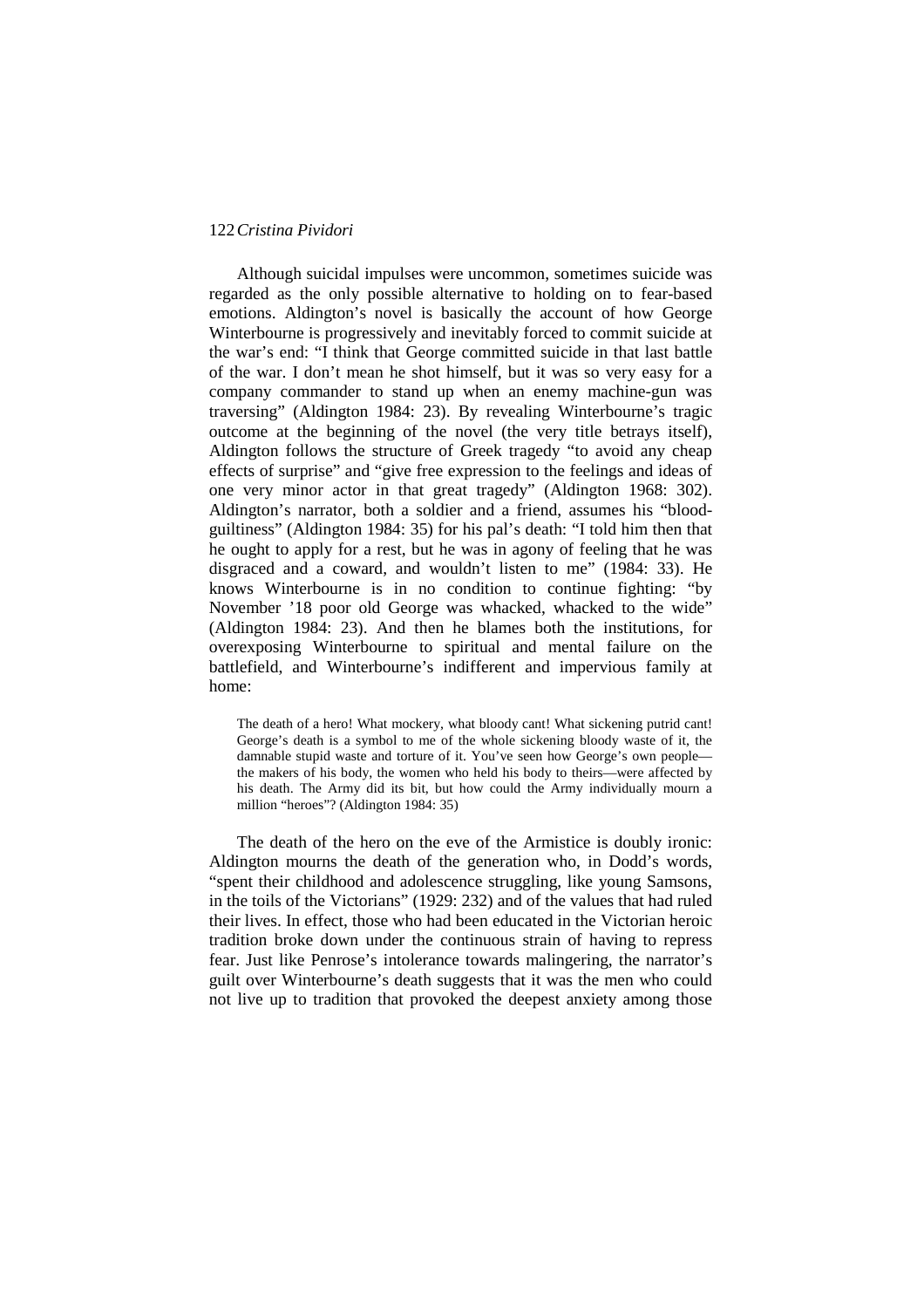Although suicidal impulses were uncommon, sometimes suicide was regarded as the only possible alternative to holding on to fear-based emotions. Aldington's novel is basically the account of how George Winterbourne is progressively and inevitably forced to commit suicide at the war's end: "I think that George committed suicide in that last battle of the war. I don't mean he shot himself, but it was so very easy for a company commander to stand up when an enemy machine-gun was traversing" (Aldington 1984: 23). By revealing Winterbourne's tragic outcome at the beginning of the novel (the very title betrays itself), Aldington follows the structure of Greek tragedy "to avoid any cheap effects of surprise" and "give free expression to the feelings and ideas of one very minor actor in that great tragedy" (Aldington 1968: 302). Aldington's narrator, both a soldier and a friend, assumes his "blood-guiltiness" (Aldington 1984: 35) for his pal's death: "I told him then that he ought to apply for a rest, but he was in agony of feeling that he was disgraced and a coward, and wouldn't listen to me" (1984: 33). He knows Winterbourne is in no condition to continue fighting: "by November '18 poor old George was whacked, whacked to the wide" (Aldington 1984: 23). And then he blames both the institutions, for overexposing Winterbourne to spiritual and mental failure on the battlefield, and Winterbourne's indifferent and impervious family at home:

> The death of a hero! What mockery, what bloody cant! What sickening putrid cant! George's death is a symbol to me of the whole sickening bloody waste of it, the damnable stupid waste and torture of it. You've seen how George's own people—the makers of his body, the women who held his body to theirs—were affected by his death. The Army did its bit, but how could the Army individually mourn a million "heroes"? (Aldington 1984: 35)

The death of the hero on the eve of the Armistice is doubly ironic: Aldington mourns the death of the generation who, in Dodd's words, "spent their childhood and adolescence struggling, like young Samsons, in the toils of the Victorians" (1929: 232) and of the values that had ruled their lives. In effect, those who had been educated in the Victorian heroic tradition broke down under the continuous strain of having to repress fear. Just like Penrose's intolerance towards malingering, the narrator's guilt over Winterbourne's death suggests that it was the men who could not live up to tradition that provoked the deepest anxiety among those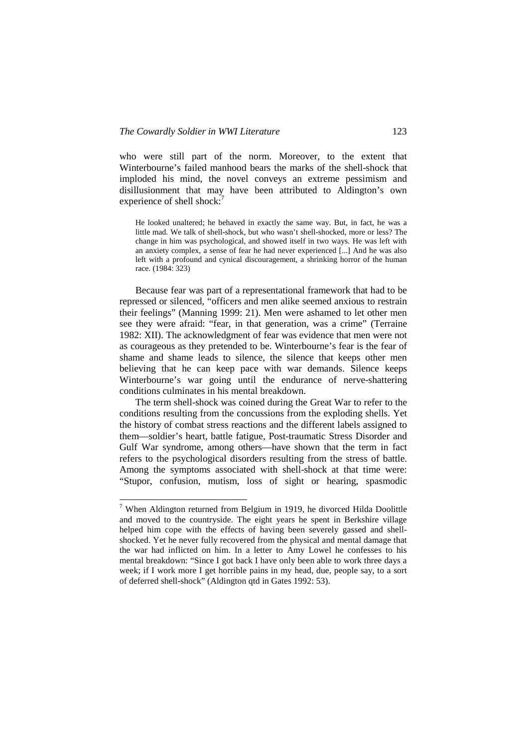who were still part of the norm. Moreover, to the extent that Winterbourne's failed manhood bears the marks of the shell-shock that imploded his mind, the novel conveys an extreme pessimism and disillusionment that may have been attributed to Aldington's own experience of shell shock:[7]

> He looked unaltered; he behaved in exactly the same way. But, in fact, he was a little mad. We talk of shell-shock, but who wasn't shell-shocked, more or less? The change in him was psychological, and showed itself in two ways. He was left with an anxiety complex, a sense of fear he had never experienced [...] And he was also left with a profound and cynical discouragement, a shrinking horror of the human race. (1984: 323)

Because fear was part of a representational framework that had to be repressed or silenced, "officers and men alike seemed anxious to restrain their feelings" (Manning 1999: 21). Men were ashamed to let other men see they were afraid: "fear, in that generation, was a crime" (Terraine 1982: XII). The acknowledgment of fear was evidence that men were not as courageous as they pretended to be. Winterbourne's fear is the fear of shame and shame leads to silence, the silence that keeps other men believing that he can keep pace with war demands. Silence keeps Winterbourne's war going until the endurance of nerve-shattering conditions culminates in his mental breakdown.

The term shell-shock was coined during the Great War to refer to the conditions resulting from the concussions from the exploding shells. Yet the history of combat stress reactions and the different labels assigned to them—soldier's heart, battle fatigue, Post-traumatic Stress Disorder and Gulf War syndrome, among others—have shown that the term in fact refers to the psychological disorders resulting from the stress of battle. Among the symptoms associated with shell-shock at that time were: "Stupor, confusion, mutism, loss of sight or hearing, spasmodic

---

[7] When Aldington returned from Belgium in 1919, he divorced Hilda Doolittle and moved to the countryside. The eight years he spent in Berkshire village helped him cope with the effects of having been severely gassed and shell-shocked. Yet he never fully recovered from the physical and mental damage that the war had inflicted on him. In a letter to Amy Lowel he confesses to his mental breakdown: "Since I got back I have only been able to work three days a week; if I work more I get horrible pains in my head, due, people say, to a sort of deferred shell-shock" (Aldington qtd in Gates 1992: 53).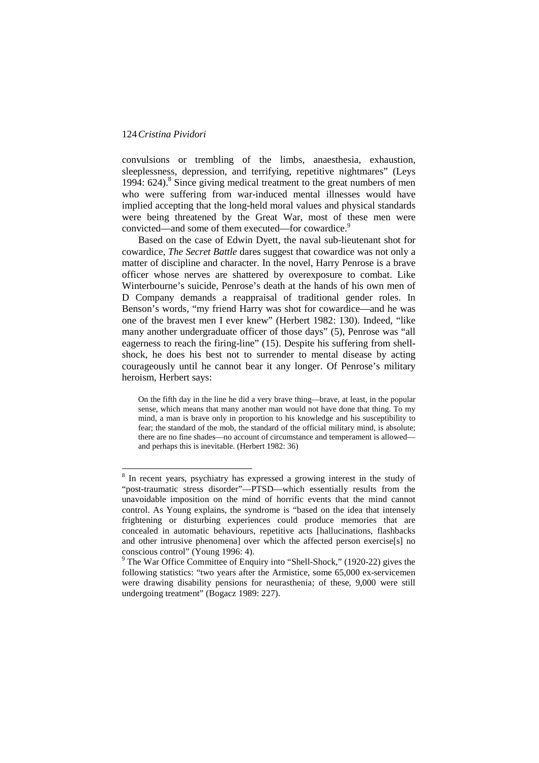convulsions or trembling of the limbs, anaesthesia, exhaustion, sleeplessness, depression, and terrifying, repetitive nightmares" (Leys 1994: 624).[8] Since giving medical treatment to the great numbers of men who were suffering from war-induced mental illnesses would have implied accepting that the long-held moral values and physical standards were being threatened by the Great War, most of these men were convicted—and some of them executed—for cowardice.[9]

Based on the case of Edwin Dyett, the naval sub-lieutenant shot for cowardice, *The Secret Battle* dares suggest that cowardice was not only a matter of discipline and character. In the novel, Harry Penrose is a brave officer whose nerves are shattered by overexposure to combat. Like Winterbourne's suicide, Penrose's death at the hands of his own men of D Company demands a reappraisal of traditional gender roles. In Benson's words, "my friend Harry was shot for cowardice—and he was one of the bravest men I ever knew" (Herbert 1982: 130). Indeed, "like many another undergraduate officer of those days" (5), Penrose was "all eagerness to reach the firing-line" (15). Despite his suffering from shell-shock, he does his best not to surrender to mental disease by acting courageously until he cannot bear it any longer. Of Penrose's military heroism, Herbert says:

> On the fifth day in the line he did a very brave thing—brave, at least, in the popular sense, which means that many another man would not have done that thing. To my mind, a man is brave only in proportion to his knowledge and his susceptibility to fear; the standard of the mob, the standard of the official military mind, is absolute; there are no fine shades—no account of circumstance and temperament is allowed—and perhaps this is inevitable. (Herbert 1982: 36)

---

[8] In recent years, psychiatry has expressed a growing interest in the study of "post-traumatic stress disorder"—PTSD—which essentially results from the unavoidable imposition on the mind of horrific events that the mind cannot control. As Young explains, the syndrome is "based on the idea that intensely frightening or disturbing experiences could produce memories that are concealed in automatic behaviours, repetitive acts [hallucinations, flashbacks and other intrusive phenomena] over which the affected person exercise[s] no conscious control" (Young 1996: 4).

[9] The War Office Committee of Enquiry into "Shell-Shock," (1920-22) gives the following statistics: "two years after the Armistice, some 65,000 ex-servicemen were drawing disability pensions for neurasthenia; of these, 9,000 were still undergoing treatment" (Bogacz 1989: 227).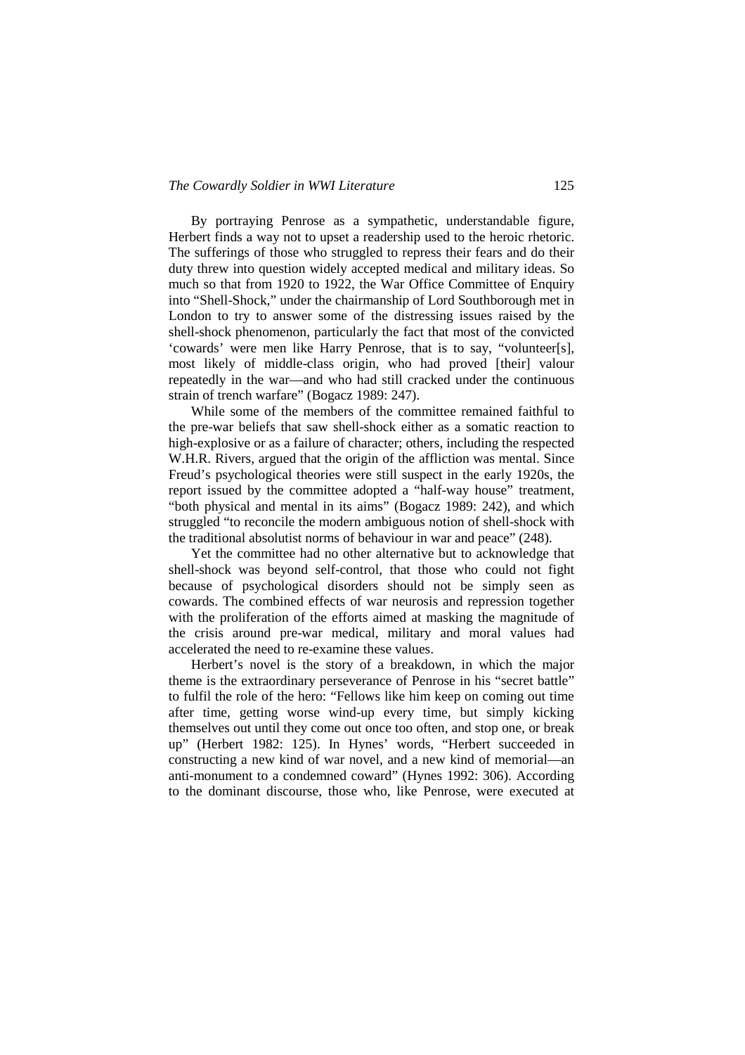By portraying Penrose as a sympathetic, understandable figure, Herbert finds a way not to upset a readership used to the heroic rhetoric. The sufferings of those who struggled to repress their fears and do their duty threw into question widely accepted medical and military ideas. So much so that from 1920 to 1922, the War Office Committee of Enquiry into "Shell-Shock," under the chairmanship of Lord Southborough met in London to try to answer some of the distressing issues raised by the shell-shock phenomenon, particularly the fact that most of the convicted 'cowards' were men like Harry Penrose, that is to say, "volunteer[s], most likely of middle-class origin, who had proved [their] valour repeatedly in the war—and who had still cracked under the continuous strain of trench warfare" (Bogacz 1989: 247).

While some of the members of the committee remained faithful to the pre-war beliefs that saw shell-shock either as a somatic reaction to high-explosive or as a failure of character; others, including the respected W.H.R. Rivers, argued that the origin of the affliction was mental. Since Freud's psychological theories were still suspect in the early 1920s, the report issued by the committee adopted a "half-way house" treatment, "both physical and mental in its aims" (Bogacz 1989: 242), and which struggled "to reconcile the modern ambiguous notion of shell-shock with the traditional absolutist norms of behaviour in war and peace" (248).

Yet the committee had no other alternative but to acknowledge that shell-shock was beyond self-control, that those who could not fight because of psychological disorders should not be simply seen as cowards. The combined effects of war neurosis and repression together with the proliferation of the efforts aimed at masking the magnitude of the crisis around pre-war medical, military and moral values had accelerated the need to re-examine these values.

Herbert's novel is the story of a breakdown, in which the major theme is the extraordinary perseverance of Penrose in his "secret battle" to fulfil the role of the hero: "Fellows like him keep on coming out time after time, getting worse wind-up every time, but simply kicking themselves out until they come out once too often, and stop one, or break up" (Herbert 1982: 125). In Hynes' words, "Herbert succeeded in constructing a new kind of war novel, and a new kind of memorial—an anti-monument to a condemned coward" (Hynes 1992: 306). According to the dominant discourse, those who, like Penrose, were executed at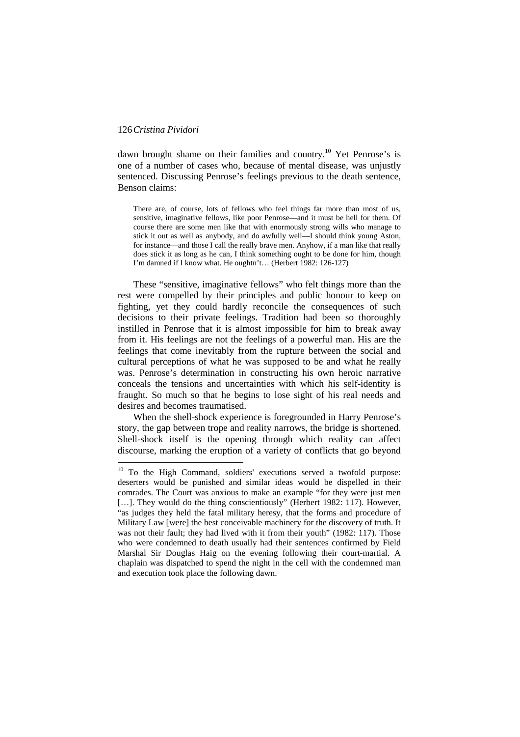dawn brought shame on their families and country.[10] Yet Penrose's is one of a number of cases who, because of mental disease, was unjustly sentenced. Discussing Penrose's feelings previous to the death sentence, Benson claims:

> There are, of course, lots of fellows who feel things far more than most of us, sensitive, imaginative fellows, like poor Penrose—and it must be hell for them. Of course there are some men like that with enormously strong wills who manage to stick it out as well as anybody, and do awfully well—I should think young Aston, for instance—and those I call the really brave men. Anyhow, if a man like that really does stick it as long as he can, I think something ought to be done for him, though I'm damned if I know what. He oughtn't… (Herbert 1982: 126-127)

These "sensitive, imaginative fellows" who felt things more than the rest were compelled by their principles and public honour to keep on fighting, yet they could hardly reconcile the consequences of such decisions to their private feelings. Tradition had been so thoroughly instilled in Penrose that it is almost impossible for him to break away from it. His feelings are not the feelings of a powerful man. His are the feelings that come inevitably from the rupture between the social and cultural perceptions of what he was supposed to be and what he really was. Penrose's determination in constructing his own heroic narrative conceals the tensions and uncertainties with which his self-identity is fraught. So much so that he begins to lose sight of his real needs and desires and becomes traumatised.

When the shell-shock experience is foregrounded in Harry Penrose's story, the gap between trope and reality narrows, the bridge is shortened. Shell-shock itself is the opening through which reality can affect discourse, marking the eruption of a variety of conflicts that go beyond

---

[10] To the High Command, soldiers' executions served a twofold purpose: deserters would be punished and similar ideas would be dispelled in their comrades. The Court was anxious to make an example "for they were just men […]. They would do the thing conscientiously" (Herbert 1982: 117). However, "as judges they held the fatal military heresy, that the forms and procedure of Military Law [were] the best conceivable machinery for the discovery of truth. It was not their fault; they had lived with it from their youth" (1982: 117). Those who were condemned to death usually had their sentences confirmed by Field Marshal Sir Douglas Haig on the evening following their court-martial. A chaplain was dispatched to spend the night in the cell with the condemned man and execution took place the following dawn.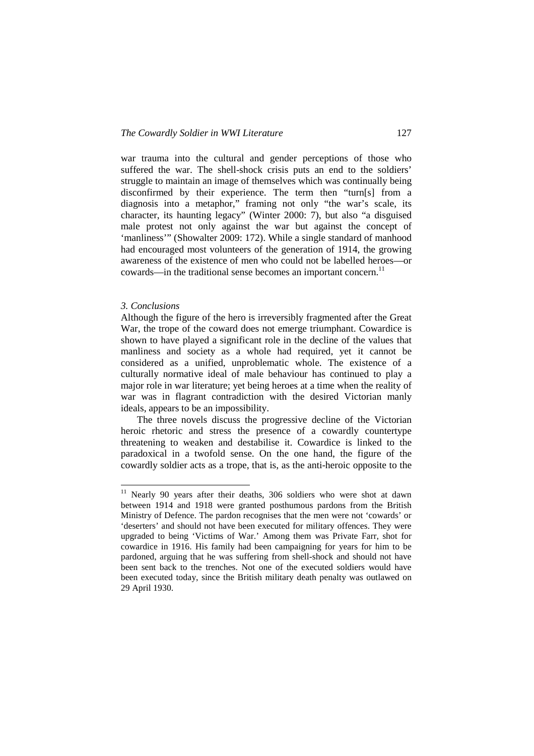war trauma into the cultural and gender perceptions of those who suffered the war. The shell-shock crisis puts an end to the soldiers' struggle to maintain an image of themselves which was continually being disconfirmed by their experience. The term then "turn[s] from a diagnosis into a metaphor," framing not only "the war's scale, its character, its haunting legacy" (Winter 2000: 7), but also "a disguised male protest not only against the war but against the concept of 'manliness'" (Showalter 2009: 172). While a single standard of manhood had encouraged most volunteers of the generation of 1914, the growing awareness of the existence of men who could not be labelled heroes—or cowards—in the traditional sense becomes an important concern.[11]

### *3. Conclusions*

Although the figure of the hero is irreversibly fragmented after the Great War, the trope of the coward does not emerge triumphant. Cowardice is shown to have played a significant role in the decline of the values that manliness and society as a whole had required, yet it cannot be considered as a unified, unproblematic whole. The existence of a culturally normative ideal of male behaviour has continued to play a major role in war literature; yet being heroes at a time when the reality of war was in flagrant contradiction with the desired Victorian manly ideals, appears to be an impossibility.

The three novels discuss the progressive decline of the Victorian heroic rhetoric and stress the presence of a cowardly countertype threatening to weaken and destabilise it. Cowardice is linked to the paradoxical in a twofold sense. On the one hand, the figure of the cowardly soldier acts as a trope, that is, as the anti-heroic opposite to the

---

[11] Nearly 90 years after their deaths, 306 soldiers who were shot at dawn between 1914 and 1918 were granted posthumous pardons from the British Ministry of Defence. The pardon recognises that the men were not 'cowards' or 'deserters' and should not have been executed for military offences. They were upgraded to being 'Victims of War.' Among them was Private Farr, shot for cowardice in 1916. His family had been campaigning for years for him to be pardoned, arguing that he was suffering from shell-shock and should not have been sent back to the trenches. Not one of the executed soldiers would have been executed today, since the British military death penalty was outlawed on 29 April 1930.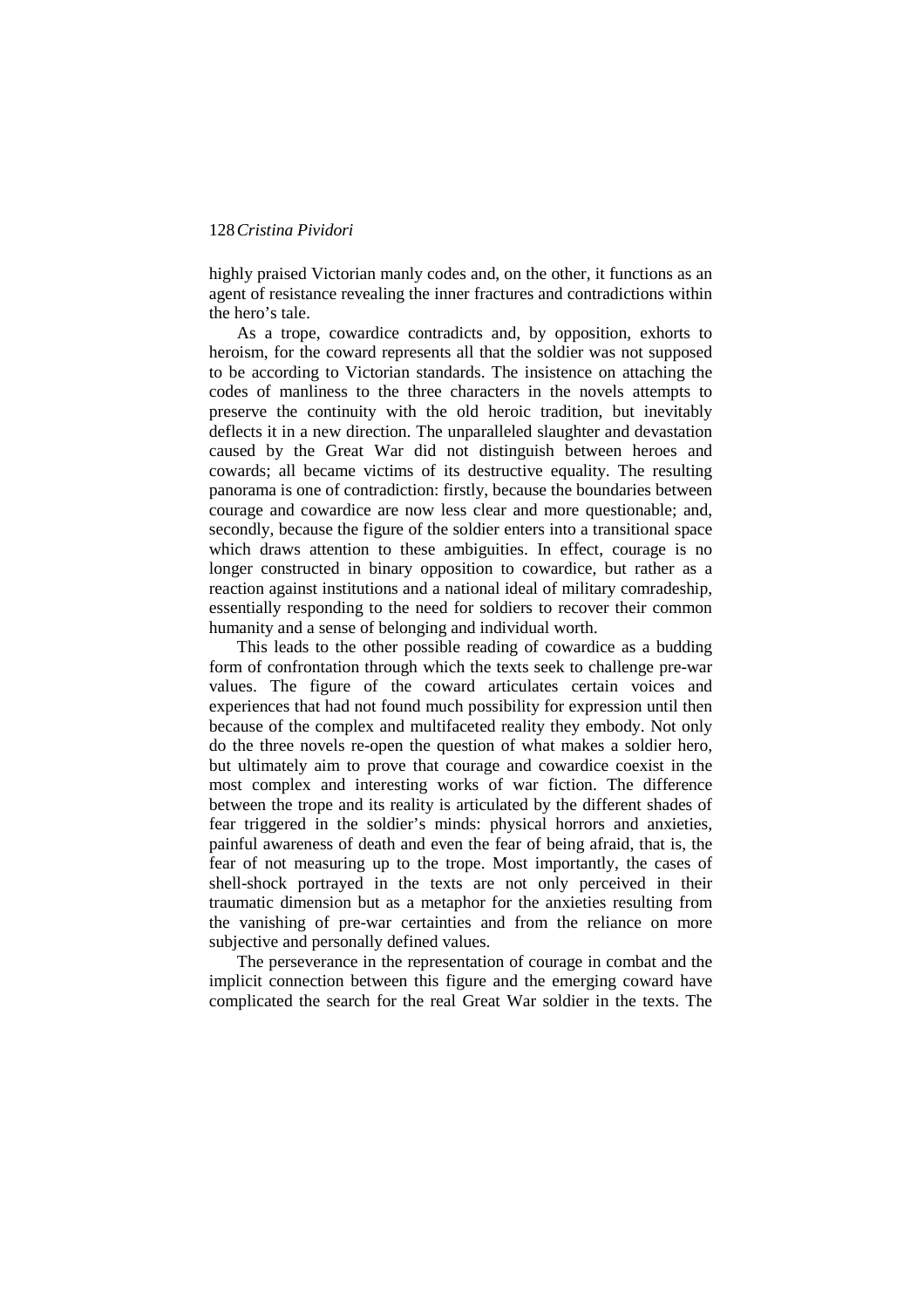highly praised Victorian manly codes and, on the other, it functions as an agent of resistance revealing the inner fractures and contradictions within the hero's tale.

As a trope, cowardice contradicts and, by opposition, exhorts to heroism, for the coward represents all that the soldier was not supposed to be according to Victorian standards. The insistence on attaching the codes of manliness to the three characters in the novels attempts to preserve the continuity with the old heroic tradition, but inevitably deflects it in a new direction. The unparalleled slaughter and devastation caused by the Great War did not distinguish between heroes and cowards; all became victims of its destructive equality. The resulting panorama is one of contradiction: firstly, because the boundaries between courage and cowardice are now less clear and more questionable; and, secondly, because the figure of the soldier enters into a transitional space which draws attention to these ambiguities. In effect, courage is no longer constructed in binary opposition to cowardice, but rather as a reaction against institutions and a national ideal of military comradeship, essentially responding to the need for soldiers to recover their common humanity and a sense of belonging and individual worth.

This leads to the other possible reading of cowardice as a budding form of confrontation through which the texts seek to challenge pre-war values. The figure of the coward articulates certain voices and experiences that had not found much possibility for expression until then because of the complex and multifaceted reality they embody. Not only do the three novels re-open the question of what makes a soldier hero, but ultimately aim to prove that courage and cowardice coexist in the most complex and interesting works of war fiction. The difference between the trope and its reality is articulated by the different shades of fear triggered in the soldier's minds: physical horrors and anxieties, painful awareness of death and even the fear of being afraid, that is, the fear of not measuring up to the trope. Most importantly, the cases of shell-shock portrayed in the texts are not only perceived in their traumatic dimension but as a metaphor for the anxieties resulting from the vanishing of pre-war certainties and from the reliance on more subjective and personally defined values.

The perseverance in the representation of courage in combat and the implicit connection between this figure and the emerging coward have complicated the search for the real Great War soldier in the texts. The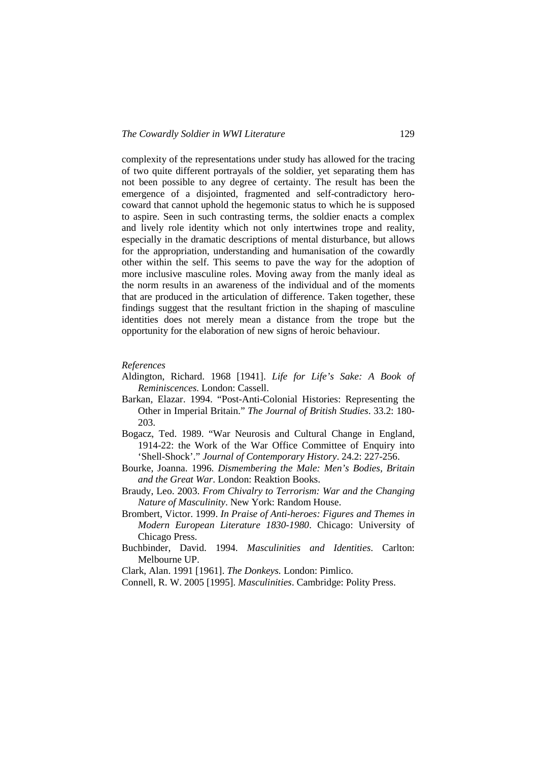complexity of the representations under study has allowed for the tracing of two quite different portrayals of the soldier, yet separating them has not been possible to any degree of certainty. The result has been the emergence of a disjointed, fragmented and self-contradictory hero-coward that cannot uphold the hegemonic status to which he is supposed to aspire. Seen in such contrasting terms, the soldier enacts a complex and lively role identity which not only intertwines trope and reality, especially in the dramatic descriptions of mental disturbance, but allows for the appropriation, understanding and humanisation of the cowardly other within the self. This seems to pave the way for the adoption of more inclusive masculine roles. Moving away from the manly ideal as the norm results in an awareness of the individual and of the moments that are produced in the articulation of difference. Taken together, these findings suggest that the resultant friction in the shaping of masculine identities does not merely mean a distance from the trope but the opportunity for the elaboration of new signs of heroic behaviour.

*References*

Aldington, Richard. 1968 [1941]. *Life for Life's Sake: A Book of Reminiscences*. London: Cassell.

Barkan, Elazar. 1994. "Post-Anti-Colonial Histories: Representing the Other in Imperial Britain." *The Journal of British Studies*. 33.2: 180-203.

Bogacz, Ted. 1989. "War Neurosis and Cultural Change in England, 1914-22: the Work of the War Office Committee of Enquiry into 'Shell-Shock'." *Journal of Contemporary History*. 24.2: 227-256.

Bourke, Joanna. 1996. *Dismembering the Male: Men's Bodies, Britain and the Great War*. London: Reaktion Books.

Braudy, Leo. 2003. *From Chivalry to Terrorism: War and the Changing Nature of Masculinity*. New York: Random House.

Brombert, Victor. 1999. *In Praise of Anti-heroes: Figures and Themes in Modern European Literature 1830-1980*. Chicago: University of Chicago Press.

Buchbinder, David. 1994. *Masculinities and Identities*. Carlton: Melbourne UP.

Clark, Alan. 1991 [1961]. *The Donkeys.* London: Pimlico.

Connell, R. W. 2005 [1995]. *Masculinities*. Cambridge: Polity Press.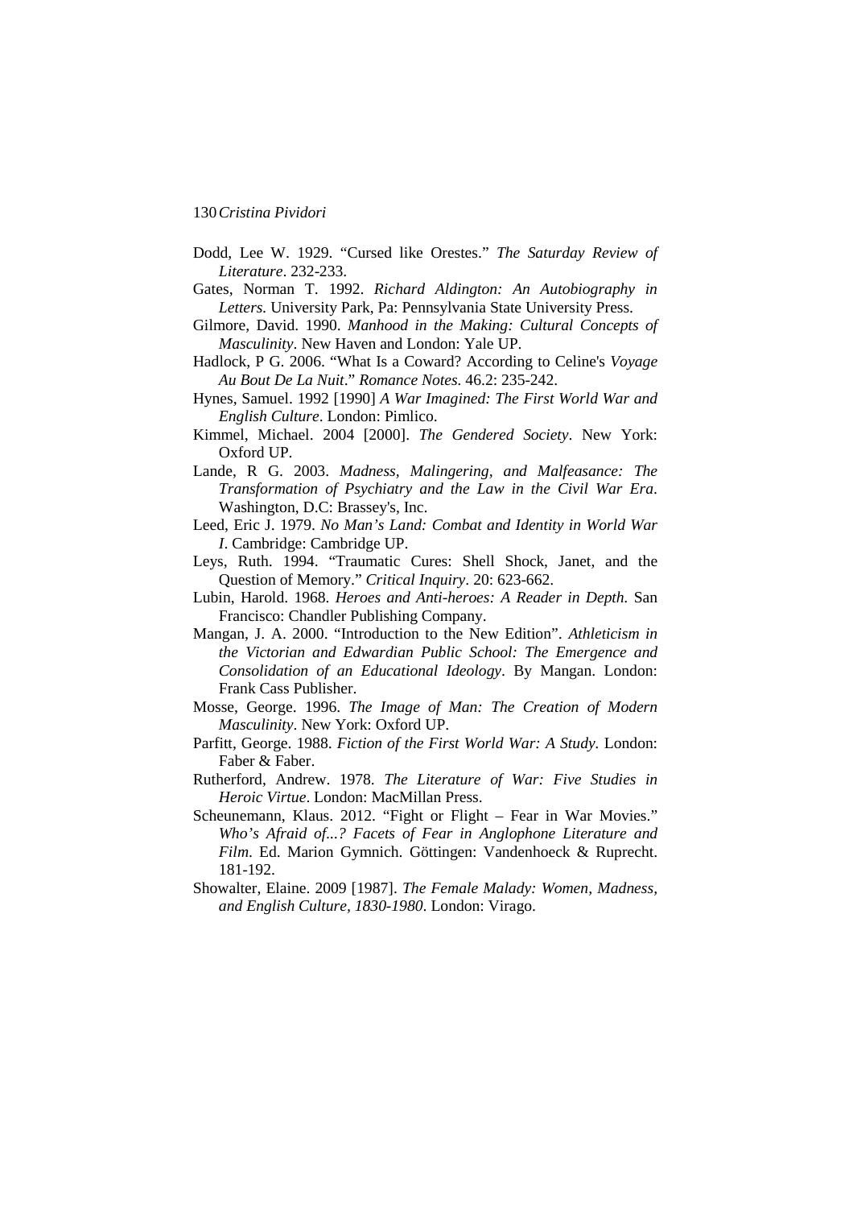Dodd, Lee W. 1929. "Cursed like Orestes." *The Saturday Review of Literature*. 232-233.

Gates, Norman T. 1992. *Richard Aldington: An Autobiography in Letters.* University Park, Pa: Pennsylvania State University Press.

Gilmore, David. 1990. *Manhood in the Making: Cultural Concepts of Masculinity*. New Haven and London: Yale UP.

Hadlock, P G. 2006. "What Is a Coward? According to Celine's *Voyage Au Bout De La Nuit*." *Romance Notes.* 46.2: 235-242.

Hynes, Samuel. 1992 [1990] *A War Imagined: The First World War and English Culture*. London: Pimlico.

Kimmel, Michael. 2004 [2000]. *The Gendered Society*. New York: Oxford UP.

Lande, R G. 2003. *Madness, Malingering, and Malfeasance: The Transformation of Psychiatry and the Law in the Civil War Era.* Washington, D.C: Brassey's, Inc.

Leed, Eric J. 1979. *No Man's Land: Combat and Identity in World War I*. Cambridge: Cambridge UP.

Leys, Ruth. 1994. "Traumatic Cures: Shell Shock, Janet, and the Question of Memory." *Critical Inquiry*. 20: 623-662.

Lubin, Harold. 1968. *Heroes and Anti-heroes: A Reader in Depth.* San Francisco: Chandler Publishing Company.

Mangan, J. A. 2000. "Introduction to the New Edition". *Athleticism in the Victorian and Edwardian Public School: The Emergence and Consolidation of an Educational Ideology*. By Mangan. London: Frank Cass Publisher.

Mosse, George. 1996. *The Image of Man: The Creation of Modern Masculinity*. New York: Oxford UP.

Parfitt, George. 1988. *Fiction of the First World War: A Study.* London: Faber & Faber.

Rutherford, Andrew. 1978. *The Literature of War: Five Studies in Heroic Virtue*. London: MacMillan Press.

Scheunemann, Klaus. 2012. "Fight or Flight – Fear in War Movies." *Who's Afraid of...? Facets of Fear in Anglophone Literature and Film*. Ed. Marion Gymnich. Göttingen: Vandenhoeck & Ruprecht. 181-192.

Showalter, Elaine. 2009 [1987]. *The Female Malady: Women, Madness, and English Culture, 1830-1980*. London: Virago.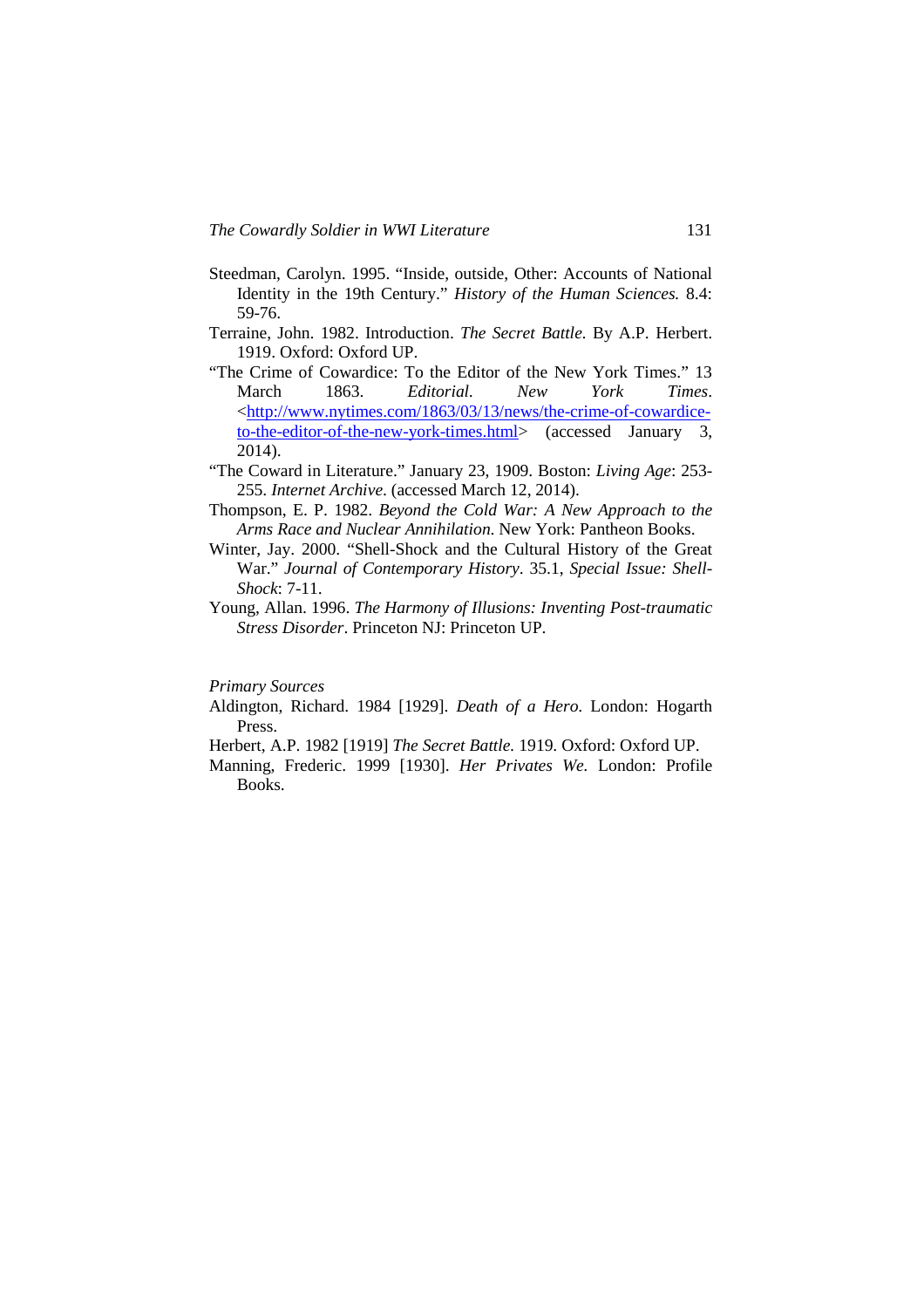Steedman, Carolyn. 1995. “Inside, outside, Other: Accounts of National Identity in the 19th Century.” *History of the Human Sciences.* 8.4: 59-76.

Terraine, John. 1982. Introduction. *The Secret Battle.* By A.P. Herbert. 1919. Oxford: Oxford UP.

“The Crime of Cowardice: To the Editor of the New York Times.” 13 March 1863. *Editorial. New York Times*. <http://www.nytimes.com/1863/03/13/news/the-crime-of-cowardice-to-the-editor-of-the-new-york-times.html> (accessed January 3, 2014).

“The Coward in Literature.” January 23, 1909. Boston: *Living Age*: 253-255. *Internet Archive*. (accessed March 12, 2014).

Thompson, E. P. 1982. *Beyond the Cold War: A New Approach to the Arms Race and Nuclear Annihilation*. New York: Pantheon Books.

Winter, Jay. 2000. “Shell-Shock and the Cultural History of the Great War.” *Journal of Contemporary History*. 35.1, *Special Issue: Shell-Shock*: 7-11.

Young, Allan. 1996. *The Harmony of Illusions: Inventing Post-traumatic Stress Disorder*. Princeton NJ: Princeton UP.

*Primary Sources*

Aldington, Richard. 1984 [1929]. *Death of a Hero.* London: Hogarth Press.

Herbert, A.P. 1982 [1919] *The Secret Battle.* 1919. Oxford: Oxford UP.

Manning, Frederic. 1999 [1930]. *Her Privates We.* London: Profile Books.